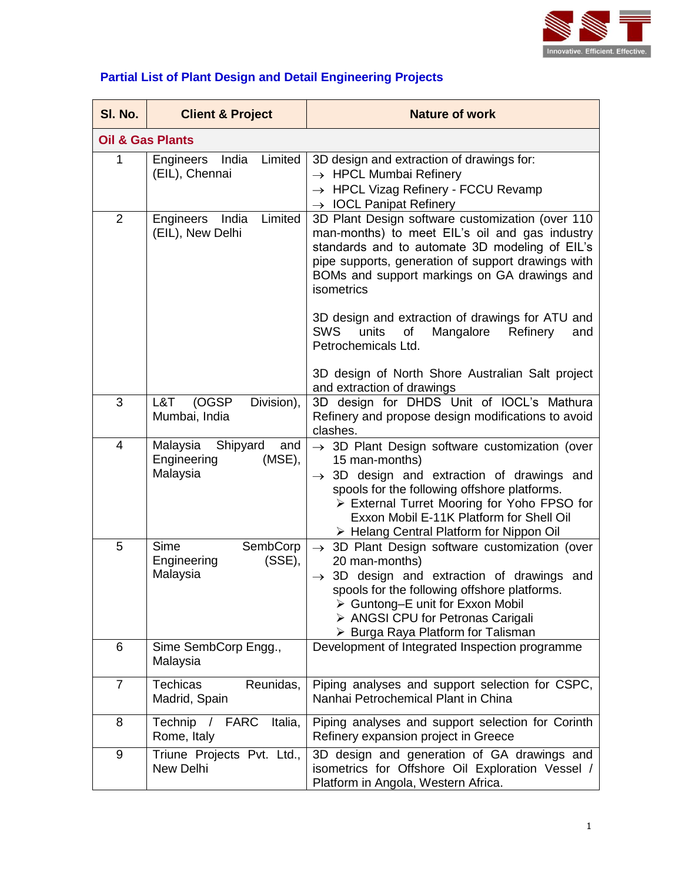## Partial List of Plant Design and Detail Engineering Projects

| Sl. No. | Client & Project | Nature of work |
|---|---|---|
| **Oil & Gas Plants** | | |
| 1 | Engineers India Limited (EIL), Chennai | 3D design and extraction of drawings for:<br>→ HPCL Mumbai Refinery<br>→ HPCL Vizag Refinery - FCCU Revamp<br>→ IOCL Panipat Refinery |
| 2 | Engineers India Limited (EIL), New Delhi | 3D Plant Design software customization (over 110 man-months) to meet EIL's oil and gas industry standards and to automate 3D modeling of EIL's pipe supports, generation of support drawings with BOMs and support markings on GA drawings and isometrics<br><br>3D design and extraction of drawings for ATU and SWS units of Mangalore Refinery and Petrochemicals Ltd.<br><br>3D design of North Shore Australian Salt project and extraction of drawings |
| 3 | L&T (OGSP Division), Mumbai, India | 3D design for DHDS Unit of IOCL's Mathura Refinery and propose design modifications to avoid clashes. |
| 4 | Malaysia Shipyard and Engineering (MSE), Malaysia | → 3D Plant Design software customization (over 15 man-months)<br>→ 3D design and extraction of drawings and spools for the following offshore platforms.<br>➢ External Turret Mooring for Yoho FPSO for Exxon Mobil E-11K Platform for Shell Oil<br>➢ Helang Central Platform for Nippon Oil |
| 5 | Sime SembCorp Engineering (SSE), Malaysia | → 3D Plant Design software customization (over 20 man-months)<br>→ 3D design and extraction of drawings and spools for the following offshore platforms.<br>➢ Guntong–E unit for Exxon Mobil<br>➢ ANGSI CPU for Petronas Carigali<br>➢ Burga Raya Platform for Talisman |
| 6 | Sime SembCorp Engg., Malaysia | Development of Integrated Inspection programme |
| 7 | Techicas Reunidas, Madrid, Spain | Piping analyses and support selection for CSPC, Nanhai Petrochemical Plant in China |
| 8 | Technip / FARC Italia, Rome, Italy | Piping analyses and support selection for Corinth Refinery expansion project in Greece |
| 9 | Triune Projects Pvt. Ltd., New Delhi | 3D design and generation of GA drawings and isometrics for Offshore Oil Exploration Vessel / Platform in Angola, Western Africa. |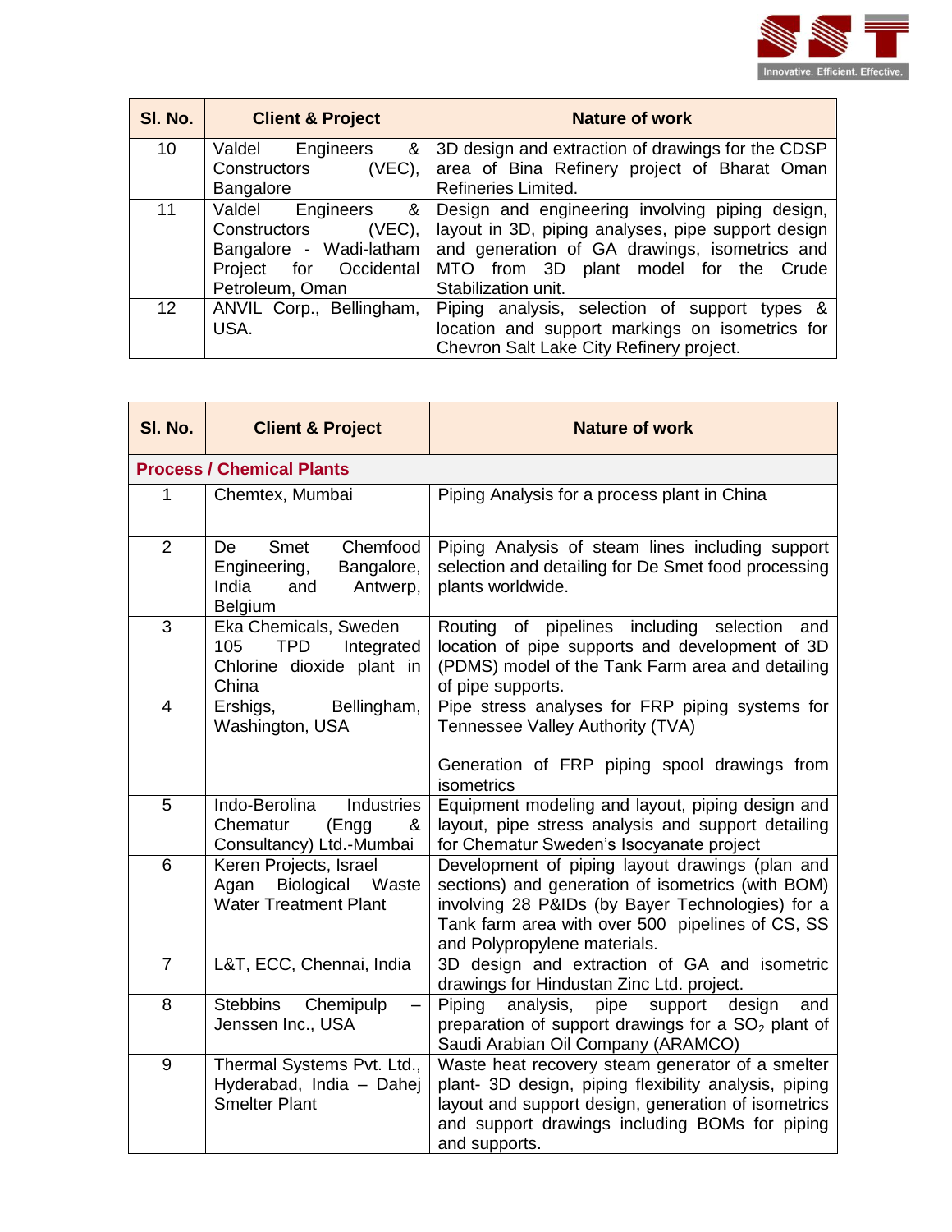| Sl. No. | Client & Project | Nature of work |
|---|---|---|
| 10 | Valdel Engineers & Constructors (VEC), Bangalore | 3D design and extraction of drawings for the CDSP area of Bina Refinery project of Bharat Oman Refineries Limited. |
| 11 | Valdel Engineers & Constructors (VEC), Bangalore - Wadi-latham Project for Occidental Petroleum, Oman | Design and engineering involving piping design, layout in 3D, piping analyses, pipe support design and generation of GA drawings, isometrics and MTO from 3D plant model for the Crude Stabilization unit. |
| 12 | ANVIL Corp., Bellingham, USA. | Piping analysis, selection of support types & location and support markings on isometrics for Chevron Salt Lake City Refinery project. |

| Sl. No. | Client & Project | Nature of work |
|---|---|---|
| **Process / Chemical Plants** | | |
| 1 | Chemtex, Mumbai | Piping Analysis for a process plant in China |
| 2 | De Smet Chemfood Engineering, Bangalore, India and Antwerp, Belgium | Piping Analysis of steam lines including support selection and detailing for De Smet food processing plants worldwide. |
| 3 | Eka Chemicals, Sweden 105 TPD Integrated Chlorine dioxide plant in China | Routing of pipelines including selection and location of pipe supports and development of 3D (PDMS) model of the Tank Farm area and detailing of pipe supports. |
| 4 | Ershigs, Bellingham, Washington, USA | Pipe stress analyses for FRP piping systems for Tennessee Valley Authority (TVA)<br><br>Generation of FRP piping spool drawings from isometrics |
| 5 | Indo-Berolina Industries Chematur (Engg & Consultancy) Ltd.-Mumbai | Equipment modeling and layout, piping design and layout, pipe stress analysis and support detailing for Chematur Sweden's Isocyanate project |
| 6 | Keren Projects, Israel Agan Biological Waste Water Treatment Plant | Development of piping layout drawings (plan and sections) and generation of isometrics (with BOM) involving 28 P&IDs (by Bayer Technologies) for a Tank farm area with over 500 pipelines of CS, SS and Polypropylene materials. |
| 7 | L&T, ECC, Chennai, India | 3D design and extraction of GA and isometric drawings for Hindustan Zinc Ltd. project. |
| 8 | Stebbins Chemipulp – Jenssen Inc., USA | Piping analysis, pipe support design and preparation of support drawings for a $SO_2$ plant of Saudi Arabian Oil Company (ARAMCO) |
| 9 | Thermal Systems Pvt. Ltd., Hyderabad, India – Dahej Smelter Plant | Waste heat recovery steam generator of a smelter plant- 3D design, piping flexibility analysis, piping layout and support design, generation of isometrics and support drawings including BOMs for piping and supports. |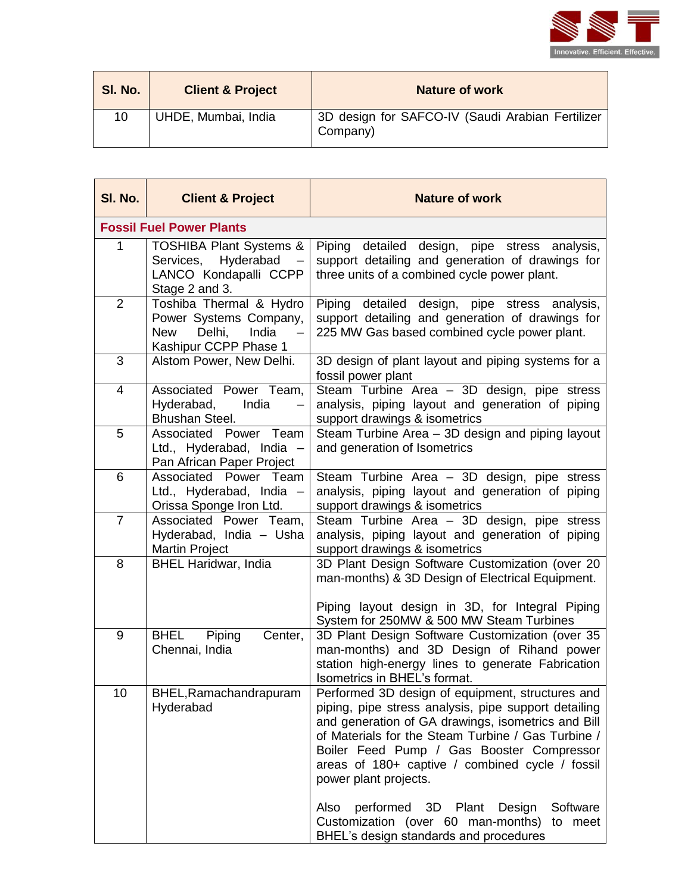| Sl. No. | Client & Project | Nature of work |
|---|---|---|
| 10 | UHDE, Mumbai, India | 3D design for SAFCO-IV (Saudi Arabian Fertilizer Company) |

| Sl. No. | Client & Project | Nature of work |
|---|---|---|
| **Fossil Fuel Power Plants** | | |
| 1 | TOSHIBA Plant Systems & Services, Hyderabad – LANCO Kondapalli CCPP Stage 2 and 3. | Piping detailed design, pipe stress analysis, support detailing and generation of drawings for three units of a combined cycle power plant. |
| 2 | Toshiba Thermal & Hydro Power Systems Company, New Delhi, India – Kashipur CCPP Phase 1 | Piping detailed design, pipe stress analysis, support detailing and generation of drawings for 225 MW Gas based combined cycle power plant. |
| 3 | Alstom Power, New Delhi. | 3D design of plant layout and piping systems for a fossil power plant |
| 4 | Associated Power Team, Hyderabad, India – Bhushan Steel. | Steam Turbine Area – 3D design, pipe stress analysis, piping layout and generation of piping support drawings & isometrics |
| 5 | Associated Power Team Ltd., Hyderabad, India – Pan African Paper Project | Steam Turbine Area – 3D design and piping layout and generation of Isometrics |
| 6 | Associated Power Team Ltd., Hyderabad, India – Orissa Sponge Iron Ltd. | Steam Turbine Area – 3D design, pipe stress analysis, piping layout and generation of piping support drawings & isometrics |
| 7 | Associated Power Team, Hyderabad, India – Usha Martin Project | Steam Turbine Area – 3D design, pipe stress analysis, piping layout and generation of piping support drawings & isometrics |
| 8 | BHEL Haridwar, India | 3D Plant Design Software Customization (over 20 man-months) & 3D Design of Electrical Equipment.<br><br>Piping layout design in 3D, for Integral Piping System for 250MW & 500 MW Steam Turbines |
| 9 | BHEL Piping Center, Chennai, India | 3D Plant Design Software Customization (over 35 man-months) and 3D Design of Rihand power station high-energy lines to generate Fabrication Isometrics in BHEL's format. |
| 10 | BHEL,Ramachandrapuram Hyderabad | Performed 3D design of equipment, structures and piping, pipe stress analysis, pipe support detailing and generation of GA drawings, isometrics and Bill of Materials for the Steam Turbine / Gas Turbine / Boiler Feed Pump / Gas Booster Compressor areas of 180+ captive / combined cycle / fossil power plant projects.<br><br>Also performed 3D Plant Design Software Customization (over 60 man-months) to meet BHEL's design standards and procedures |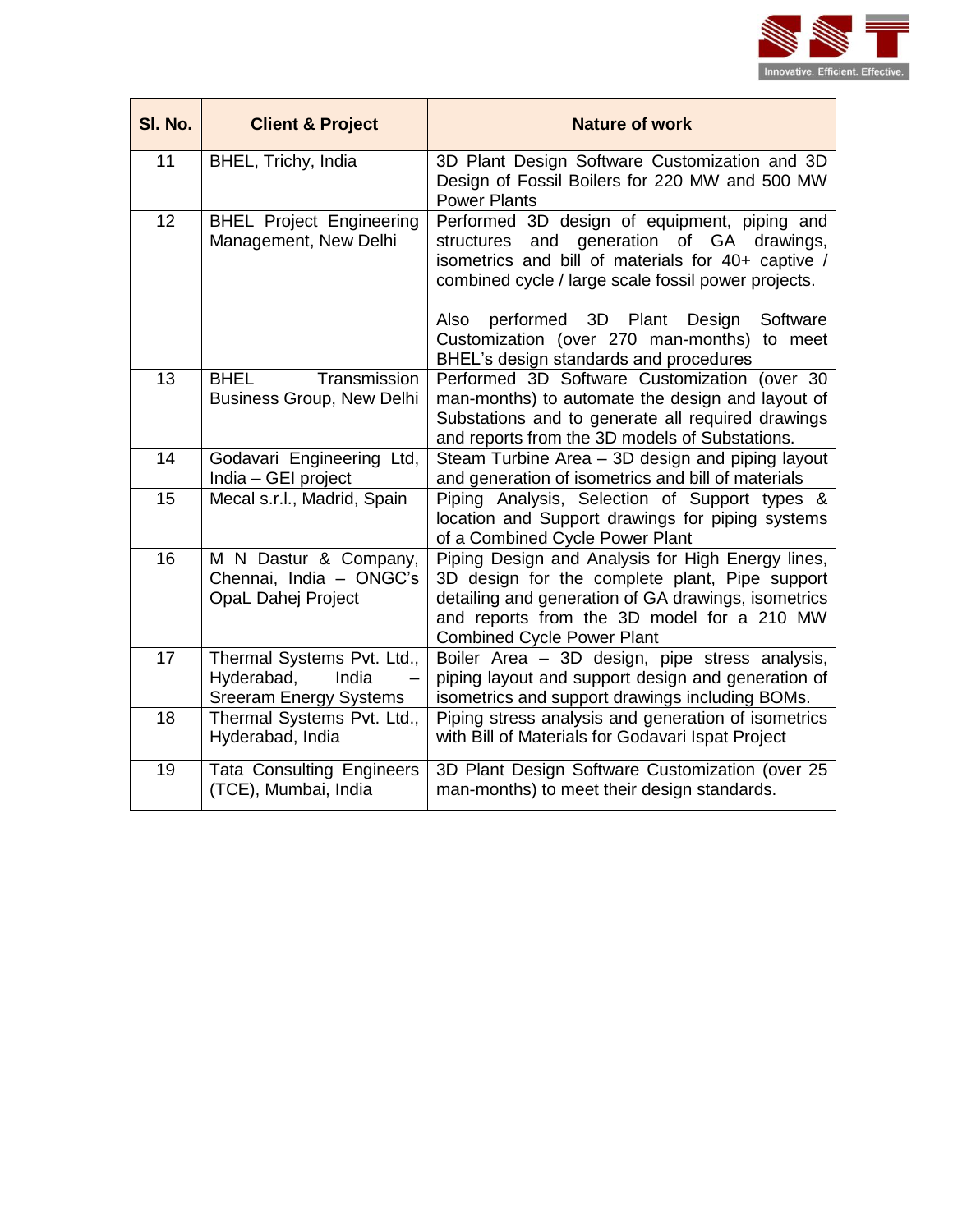| Sl. No. | Client & Project | Nature of work |
|---|---|---|
| 11 | BHEL, Trichy, India | 3D Plant Design Software Customization and 3D Design of Fossil Boilers for 220 MW and 500 MW Power Plants |
| 12 | BHEL Project Engineering Management, New Delhi | Performed 3D design of equipment, piping and structures and generation of GA drawings, isometrics and bill of materials for 40+ captive / combined cycle / large scale fossil power projects.<br><br>Also performed 3D Plant Design Software Customization (over 270 man-months) to meet BHEL's design standards and procedures |
| 13 | BHEL Transmission Business Group, New Delhi | Performed 3D Software Customization (over 30 man-months) to automate the design and layout of Substations and to generate all required drawings and reports from the 3D models of Substations. |
| 14 | Godavari Engineering Ltd, India – GEI project | Steam Turbine Area – 3D design and piping layout and generation of isometrics and bill of materials |
| 15 | Mecal s.r.l., Madrid, Spain | Piping Analysis, Selection of Support types & location and Support drawings for piping systems of a Combined Cycle Power Plant |
| 16 | M N Dastur & Company, Chennai, India – ONGC's OpaL Dahej Project | Piping Design and Analysis for High Energy lines, 3D design for the complete plant, Pipe support detailing and generation of GA drawings, isometrics and reports from the 3D model for a 210 MW Combined Cycle Power Plant |
| 17 | Thermal Systems Pvt. Ltd., Hyderabad, India – Sreeram Energy Systems | Boiler Area – 3D design, pipe stress analysis, piping layout and support design and generation of isometrics and support drawings including BOMs. |
| 18 | Thermal Systems Pvt. Ltd., Hyderabad, India | Piping stress analysis and generation of isometrics with Bill of Materials for Godavari Ispat Project |
| 19 | Tata Consulting Engineers (TCE), Mumbai, India | 3D Plant Design Software Customization (over 25 man-months) to meet their design standards. |